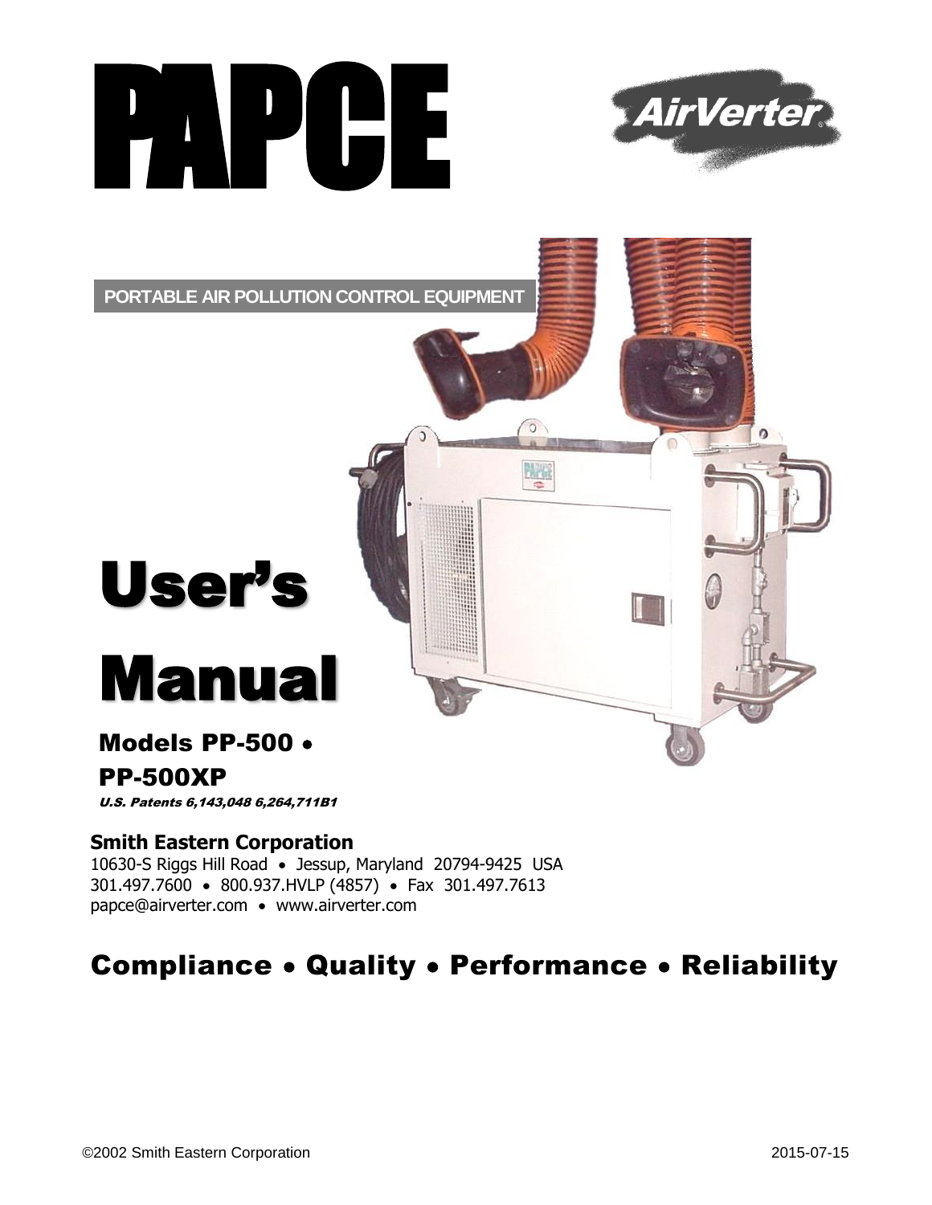# PAPCE

AirVerter®

PORTABLE AIR POLLUTION CONTROL EQUIPMENT

# User's Manual

## Models PP-500 • PP-500XP

*U.S. Patents 6,143,048 6,264,711B1*

**Smith Eastern Corporation**
10630-S Riggs Hill Road • Jessup, Maryland 20794-9425 USA
301.497.7600 • 800.937.HVLP (4857) • Fax 301.497.7613
papce@airverter.com • www.airverter.com

## Compliance • Quality • Performance • Reliability

©2002 Smith Eastern Corporation

2015-07-15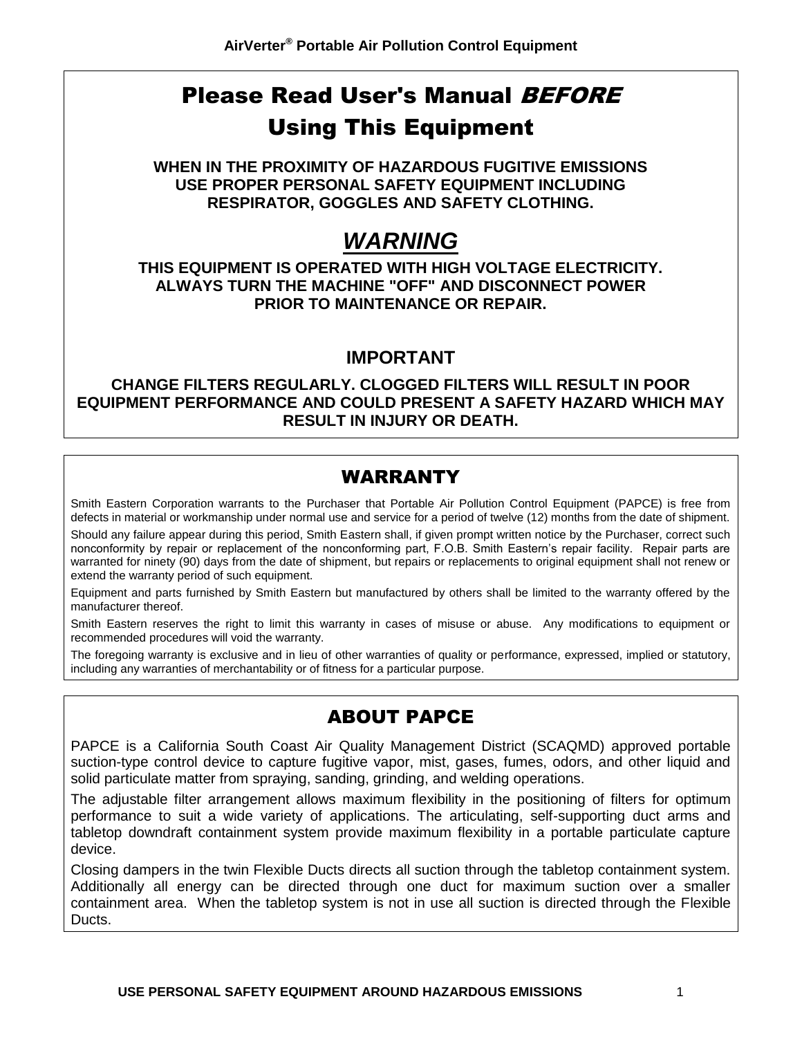# Please Read User's Manual *BEFORE* Using This Equipment

**WHEN IN THE PROXIMITY OF HAZARDOUS FUGITIVE EMISSIONS USE PROPER PERSONAL SAFETY EQUIPMENT INCLUDING RESPIRATOR, GOGGLES AND SAFETY CLOTHING.**

## *WARNING*

**THIS EQUIPMENT IS OPERATED WITH HIGH VOLTAGE ELECTRICITY. ALWAYS TURN THE MACHINE "OFF" AND DISCONNECT POWER PRIOR TO MAINTENANCE OR REPAIR.**

**IMPORTANT**

**CHANGE FILTERS REGULARLY. CLOGGED FILTERS WILL RESULT IN POOR EQUIPMENT PERFORMANCE AND COULD PRESENT A SAFETY HAZARD WHICH MAY RESULT IN INJURY OR DEATH.**

## WARRANTY

Smith Eastern Corporation warrants to the Purchaser that Portable Air Pollution Control Equipment (PAPCE) is free from defects in material or workmanship under normal use and service for a period of twelve (12) months from the date of shipment.

Should any failure appear during this period, Smith Eastern shall, if given prompt written notice by the Purchaser, correct such nonconformity by repair or replacement of the nonconforming part, F.O.B. Smith Eastern's repair facility. Repair parts are warranted for ninety (90) days from the date of shipment, but repairs or replacements to original equipment shall not renew or extend the warranty period of such equipment.

Equipment and parts furnished by Smith Eastern but manufactured by others shall be limited to the warranty offered by the manufacturer thereof.

Smith Eastern reserves the right to limit this warranty in cases of misuse or abuse. Any modifications to equipment or recommended procedures will void the warranty.

The foregoing warranty is exclusive and in lieu of other warranties of quality or performance, expressed, implied or statutory, including any warranties of merchantability or of fitness for a particular purpose.

## ABOUT PAPCE

PAPCE is a California South Coast Air Quality Management District (SCAQMD) approved portable suction-type control device to capture fugitive vapor, mist, gases, fumes, odors, and other liquid and solid particulate matter from spraying, sanding, grinding, and welding operations.

The adjustable filter arrangement allows maximum flexibility in the positioning of filters for optimum performance to suit a wide variety of applications. The articulating, self-supporting duct arms and tabletop downdraft containment system provide maximum flexibility in a portable particulate capture device.

Closing dampers in the twin Flexible Ducts directs all suction through the tabletop containment system. Additionally all energy can be directed through one duct for maximum suction over a smaller containment area. When the tabletop system is not in use all suction is directed through the Flexible Ducts.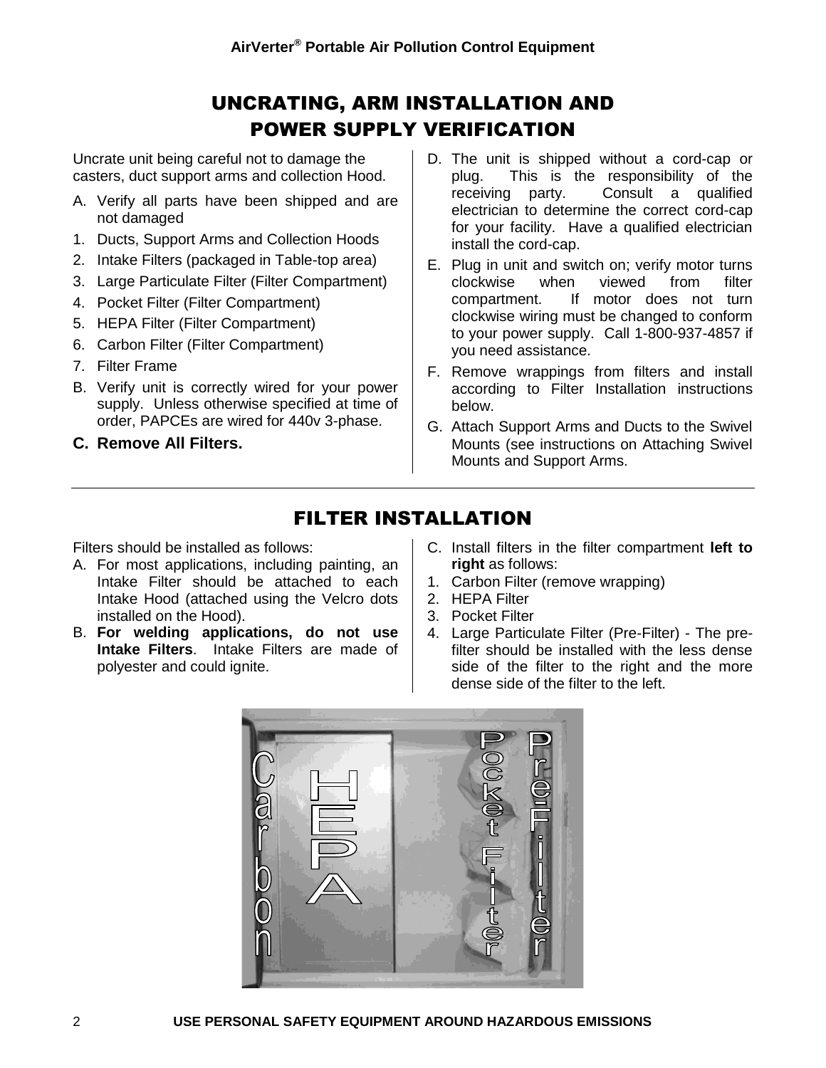## UNCRATING, ARM INSTALLATION AND POWER SUPPLY VERIFICATION

Uncrate unit being careful not to damage the casters, duct support arms and collection Hood.

A. Verify all parts have been shipped and are not damaged

1. Ducts, Support Arms and Collection Hoods
2. Intake Filters (packaged in Table-top area)
3. Large Particulate Filter (Filter Compartment)
4. Pocket Filter (Filter Compartment)
5. HEPA Filter (Filter Compartment)
6. Carbon Filter (Filter Compartment)
7. Filter Frame

B. Verify unit is correctly wired for your power supply. Unless otherwise specified at time of order, PAPCEs are wired for 440v 3-phase.

**C. Remove All Filters.**

D. The unit is shipped without a cord-cap or plug. This is the responsibility of the receiving party. Consult a qualified electrician to determine the correct cord-cap for your facility. Have a qualified electrician install the cord-cap.

E. Plug in unit and switch on; verify motor turns clockwise when viewed from filter compartment. If motor does not turn clockwise wiring must be changed to conform to your power supply. Call 1-800-937-4857 if you need assistance.

F. Remove wrappings from filters and install according to Filter Installation instructions below.

G. Attach Support Arms and Ducts to the Swivel Mounts (see instructions on Attaching Swivel Mounts and Support Arms.

## FILTER INSTALLATION

Filters should be installed as follows:

A. For most applications, including painting, an Intake Filter should be attached to each Intake Hood (attached using the Velcro dots installed on the Hood).

B. **For welding applications, do not use Intake Filters**. Intake Filters are made of polyester and could ignite.

C. Install filters in the filter compartment **left to right** as follows:

1. Carbon Filter (remove wrapping)
2. HEPA Filter
3. Pocket Filter
4. Large Particulate Filter (Pre-Filter) - The pre-filter should be installed with the less dense side of the filter to the right and the more dense side of the filter to the left.

Carbon HEPA Pocket Filter Pre-Filter

USE PERSONAL SAFETY EQUIPMENT AROUND HAZARDOUS EMISSIONS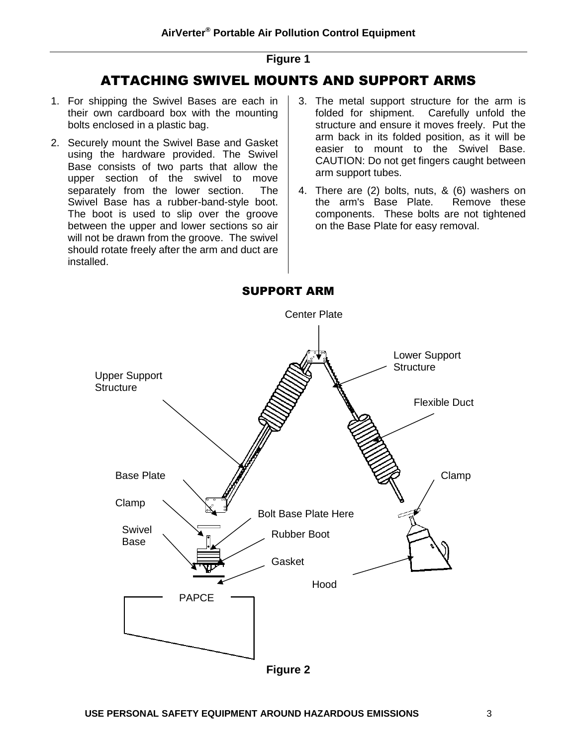Figure 1

## ATTACHING SWIVEL MOUNTS AND SUPPORT ARMS

1. For shipping the Swivel Bases are each in their own cardboard box with the mounting bolts enclosed in a plastic bag.
2. Securely mount the Swivel Base and Gasket using the hardware provided. The Swivel Base consists of two parts that allow the upper section of the swivel to move separately from the lower section. The Swivel Base has a rubber-band-style boot. The boot is used to slip over the groove between the upper and lower sections so air will not be drawn from the groove. The swivel should rotate freely after the arm and duct are installed.
3. The metal support structure for the arm is folded for shipment. Carefully unfold the structure and ensure it moves freely. Put the arm back in its folded position, as it will be easier to mount to the Swivel Base. CAUTION: Do not get fingers caught between arm support tubes.
4. There are (2) bolts, nuts, & (6) washers on the arm's Base Plate. Remove these components. These bolts are not tightened on the Base Plate for easy removal.

### SUPPORT ARM

Center Plate

Lower Support Structure

Upper Support Structure

Flexible Duct

Base Plate

Clamp

Clamp

Bolt Base Plate Here

Swivel Base

Rubber Boot

Gasket

Hood

PAPCE

Figure 2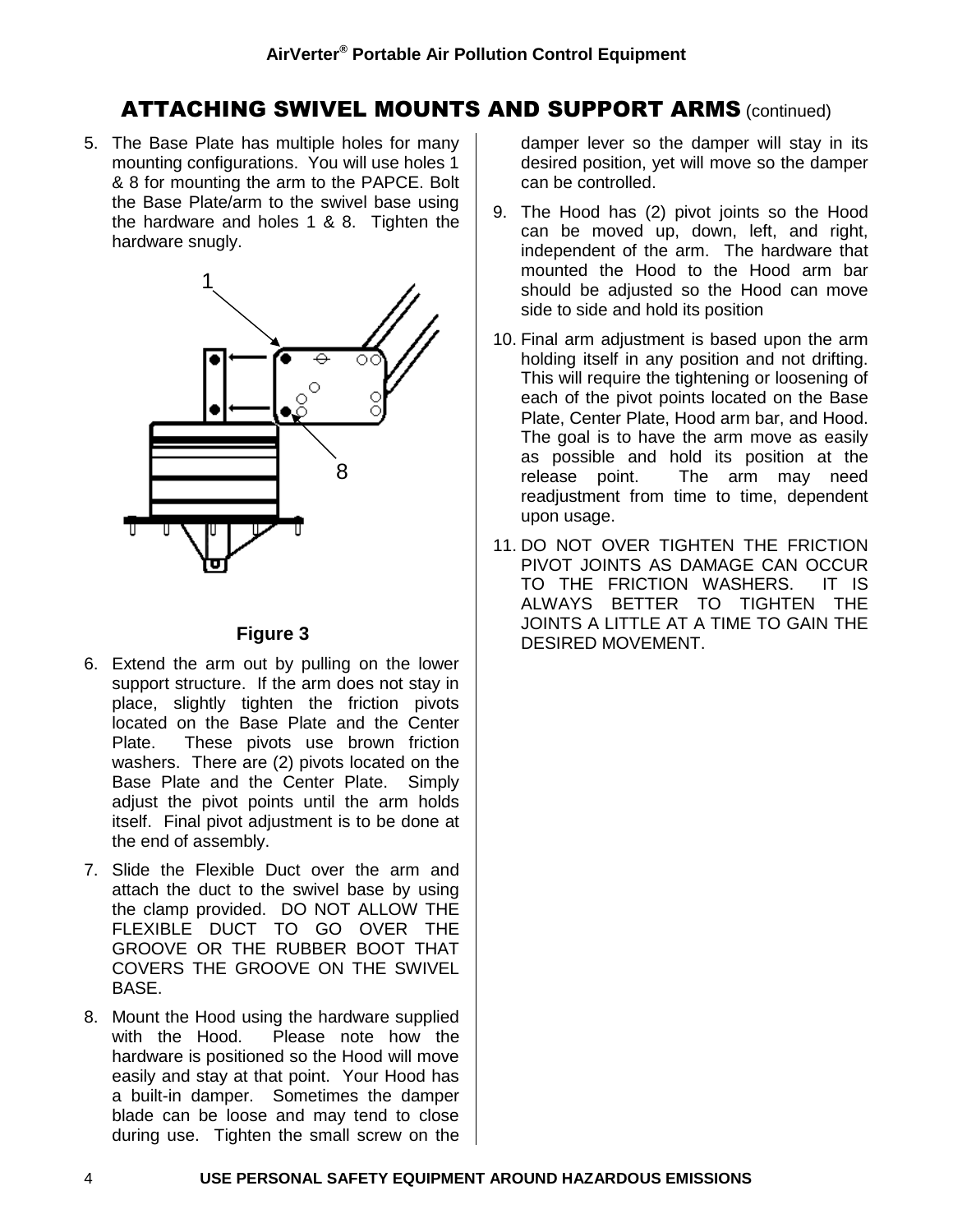## ATTACHING SWIVEL MOUNTS AND SUPPORT ARMS (continued)

5. The Base Plate has multiple holes for many mounting configurations. You will use holes 1 & 8 for mounting the arm to the PAPCE. Bolt the Base Plate/arm to the swivel base using the hardware and holes 1 & 8. Tighten the hardware snugly.

**Figure 3**

6. Extend the arm out by pulling on the lower support structure. If the arm does not stay in place, slightly tighten the friction pivots located on the Base Plate and the Center Plate. These pivots use brown friction washers. There are (2) pivots located on the Base Plate and the Center Plate. Simply adjust the pivot points until the arm holds itself. Final pivot adjustment is to be done at the end of assembly.
7. Slide the Flexible Duct over the arm and attach the duct to the swivel base by using the clamp provided. DO NOT ALLOW THE FLEXIBLE DUCT TO GO OVER THE GROOVE OR THE RUBBER BOOT THAT COVERS THE GROOVE ON THE SWIVEL BASE.
8. Mount the Hood using the hardware supplied with the Hood. Please note how the hardware is positioned so the Hood will move easily and stay at that point. Your Hood has a built-in damper. Sometimes the damper blade can be loose and may tend to close during use. Tighten the small screw on the damper lever so the damper will stay in its desired position, yet will move so the damper can be controlled.
9. The Hood has (2) pivot joints so the Hood can be moved up, down, left, and right, independent of the arm. The hardware that mounted the Hood to the Hood arm bar should be adjusted so the Hood can move side to side and hold its position
10. Final arm adjustment is based upon the arm holding itself in any position and not drifting. This will require the tightening or loosening of each of the pivot points located on the Base Plate, Center Plate, Hood arm bar, and Hood. The goal is to have the arm move as easily as possible and hold its position at the release point. The arm may need readjustment from time to time, dependent upon usage.
11. DO NOT OVER TIGHTEN THE FRICTION PIVOT JOINTS AS DAMAGE CAN OCCUR TO THE FRICTION WASHERS. IT IS ALWAYS BETTER TO TIGHTEN THE JOINTS A LITTLE AT A TIME TO GAIN THE DESIRED MOVEMENT.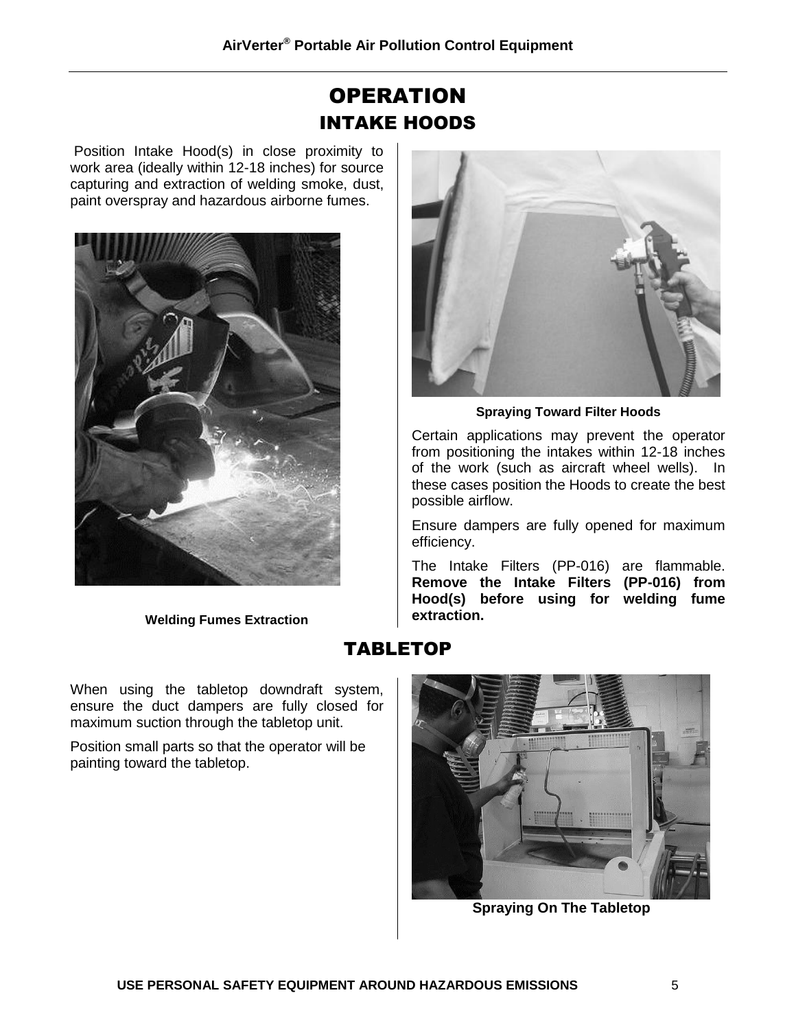# OPERATION

## INTAKE HOODS

Position Intake Hood(s) in close proximity to work area (ideally within 12-18 inches) for source capturing and extraction of welding smoke, dust, paint overspray and hazardous airborne fumes.

Welding Fumes Extraction

Spraying Toward Filter Hoods

Certain applications may prevent the operator from positioning the intakes within 12-18 inches of the work (such as aircraft wheel wells). In these cases position the Hoods to create the best possible airflow.

Ensure dampers are fully opened for maximum efficiency.

The Intake Filters (PP-016) are flammable. **Remove the Intake Filters (PP-016) from Hood(s) before using for welding fume extraction.**

## TABLETOP

When using the tabletop downdraft system, ensure the duct dampers are fully closed for maximum suction through the tabletop unit.

Position small parts so that the operator will be painting toward the tabletop.

Spraying On The Tabletop

USE PERSONAL SAFETY EQUIPMENT AROUND HAZARDOUS EMISSIONS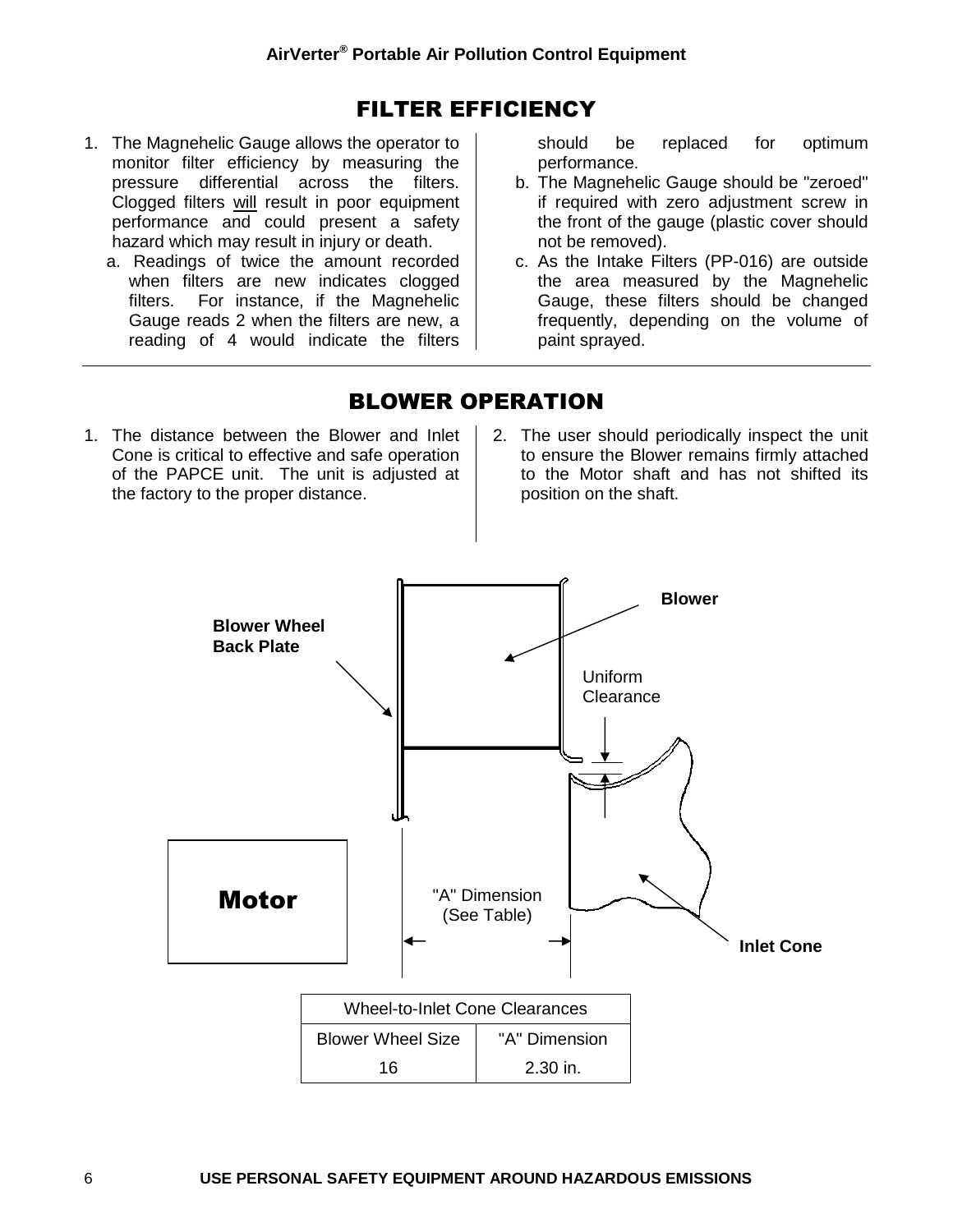## FILTER EFFICIENCY

1. The Magnehelic Gauge allows the operator to monitor filter efficiency by measuring the pressure differential across the filters. Clogged filters <u>will</u> result in poor equipment performance and could present a safety hazard which may result in injury or death.
   a. Readings of twice the amount recorded when filters are new indicates clogged filters. For instance, if the Magnehelic Gauge reads 2 when the filters are new, a reading of 4 would indicate the filters should be replaced for optimum performance.
   b. The Magnehelic Gauge should be "zeroed" if required with zero adjustment screw in the front of the gauge (plastic cover should not be removed).
   c. As the Intake Filters (PP-016) are outside the area measured by the Magnehelic Gauge, these filters should be changed frequently, depending on the volume of paint sprayed.

## BLOWER OPERATION

1. The distance between the Blower and Inlet Cone is critical to effective and safe operation of the PAPCE unit. The unit is adjusted at the factory to the proper distance.
2. The user should periodically inspect the unit to ensure the Blower remains firmly attached to the Motor shaft and has not shifted its position on the shaft.

Blower Wheel Back Plate

Blower

Uniform Clearance

Motor

"A" Dimension (See Table)

Inlet Cone

| Wheel-to-Inlet Cone Clearances | |
|---|---|
| Blower Wheel Size | "A" Dimension |
| 16 | 2.30 in. |

**USE PERSONAL SAFETY EQUIPMENT AROUND HAZARDOUS EMISSIONS**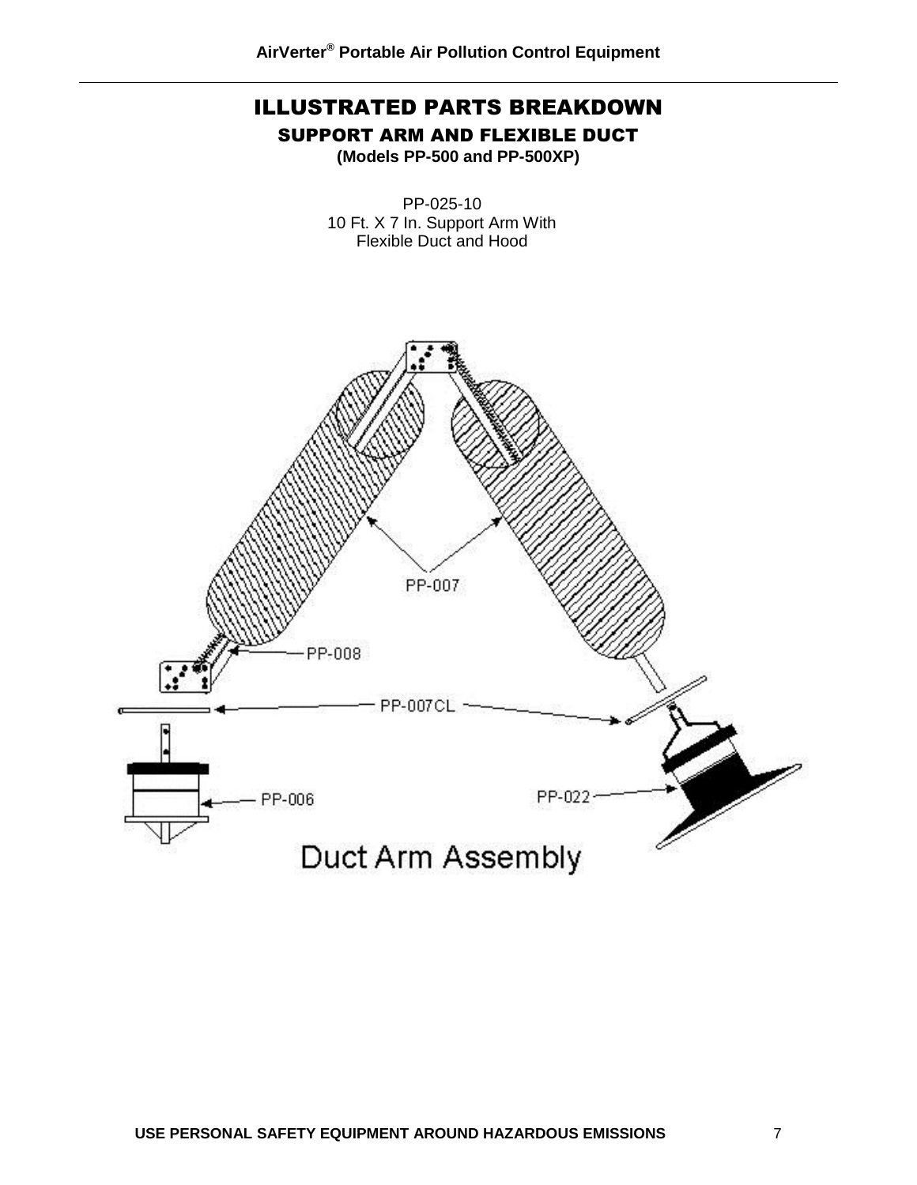# ILLUSTRATED PARTS BREAKDOWN

## SUPPORT ARM AND FLEXIBLE DUCT

**(Models PP-500 and PP-500XP)**

PP-025-10
10 Ft. X 7 In. Support Arm With
Flexible Duct and Hood

PP-007

PP-008

PP-007CL

PP-006

PP-022

Duct Arm Assembly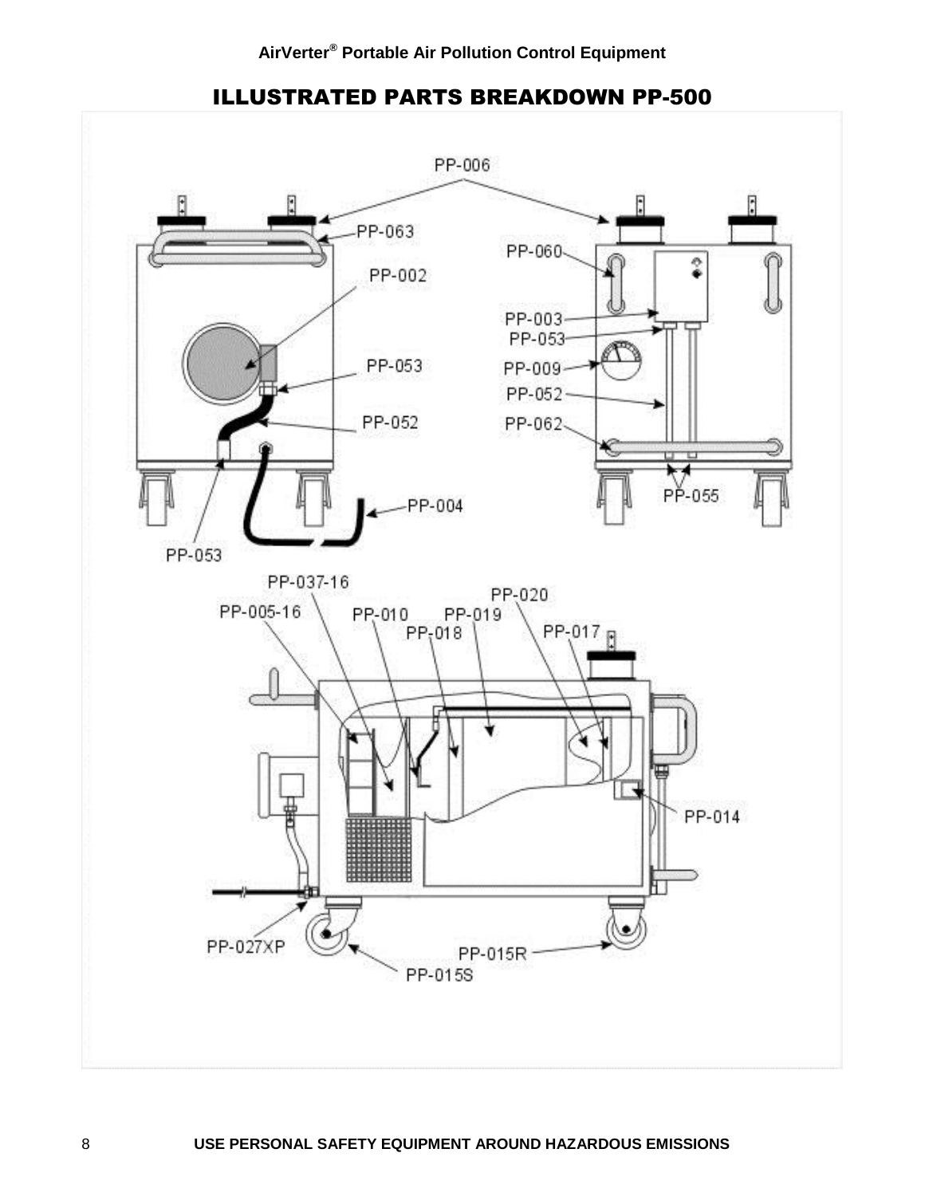# ILLUSTRATED PARTS BREAKDOWN PP-500

PP-006

PP-063

PP-060

PP-002

PP-003

PP-053

PP-053

PP-009

PP-052

PP-052

PP-062

PP-055

PP-004

PP-053

PP-037-16

PP-020

PP-005-16

PP-010

PP-019

PP-018

PP-017

PP-014

PP-027XP

PP-015R

PP-015S

**USE PERSONAL SAFETY EQUIPMENT AROUND HAZARDOUS EMISSIONS**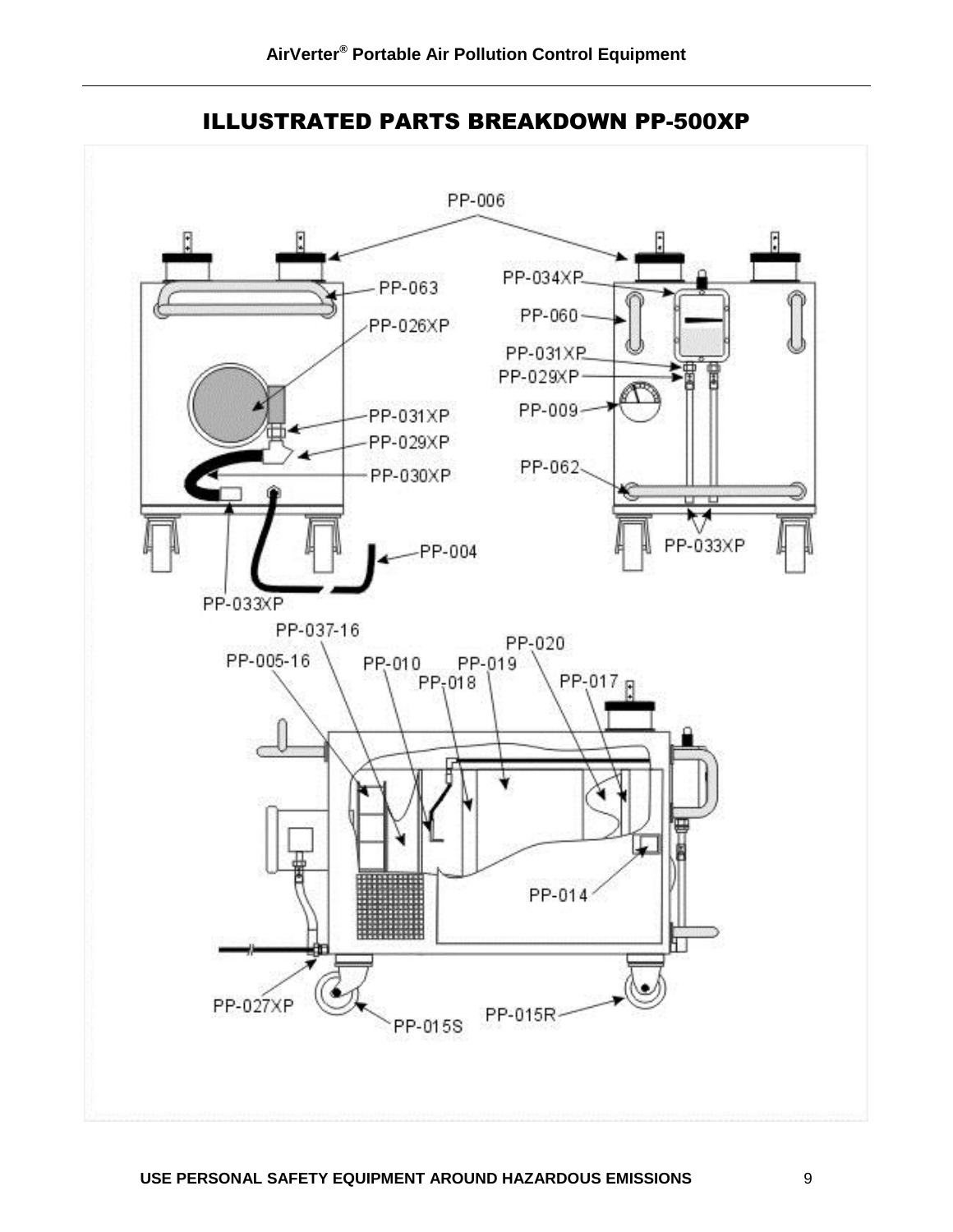## ILLUSTRATED PARTS BREAKDOWN PP-500XP

PP-006

PP-063

PP-026XP

PP-031XP

PP-029XP

PP-030XP

PP-004

PP-033XP

PP-034XP

PP-060

PP-031XP

PP-029XP

PP-009

PP-062

PP-033XP

PP-037-16

PP-005-16

PP-010

PP-019

PP-018

PP-020

PP-017

PP-014

PP-027XP

PP-015S

PP-015R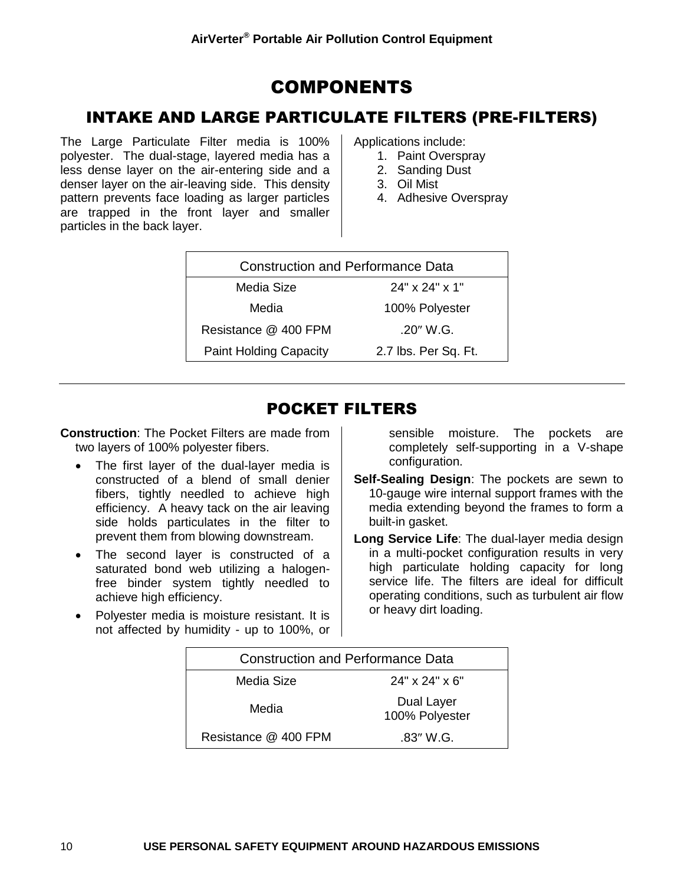# COMPONENTS

## INTAKE AND LARGE PARTICULATE FILTERS (PRE-FILTERS)

The Large Particulate Filter media is 100% polyester. The dual-stage, layered media has a less dense layer on the air-entering side and a denser layer on the air-leaving side. This density pattern prevents face loading as larger particles are trapped in the front layer and smaller particles in the back layer.

Applications include:

1. Paint Overspray
2. Sanding Dust
3. Oil Mist
4. Adhesive Overspray

| Construction and Performance Data | |
|---|---|
| Media Size | 24" x 24" x 1" |
| Media | 100% Polyester |
| Resistance @ 400 FPM | .20″ W.G. |
| Paint Holding Capacity | 2.7 lbs. Per Sq. Ft. |

## POCKET FILTERS

**Construction**: The Pocket Filters are made from two layers of 100% polyester fibers.

- The first layer of the dual-layer media is constructed of a blend of small denier fibers, tightly needled to achieve high efficiency. A heavy tack on the air leaving side holds particulates in the filter to prevent them from blowing downstream.
- The second layer is constructed of a saturated bond web utilizing a halogen-free binder system tightly needled to achieve high efficiency.
- Polyester media is moisture resistant. It is not affected by humidity - up to 100%, or sensible moisture. The pockets are completely self-supporting in a V-shape configuration.

**Self-Sealing Design**: The pockets are sewn to 10-gauge wire internal support frames with the media extending beyond the frames to form a built-in gasket.

**Long Service Life**: The dual-layer media design in a multi-pocket configuration results in very high particulate holding capacity for long service life. The filters are ideal for difficult operating conditions, such as turbulent air flow or heavy dirt loading.

| Construction and Performance Data | |
|---|---|
| Media Size | 24" x 24" x 6" |
| Media | Dual Layer 100% Polyester |
| Resistance @ 400 FPM | .83″ W.G. |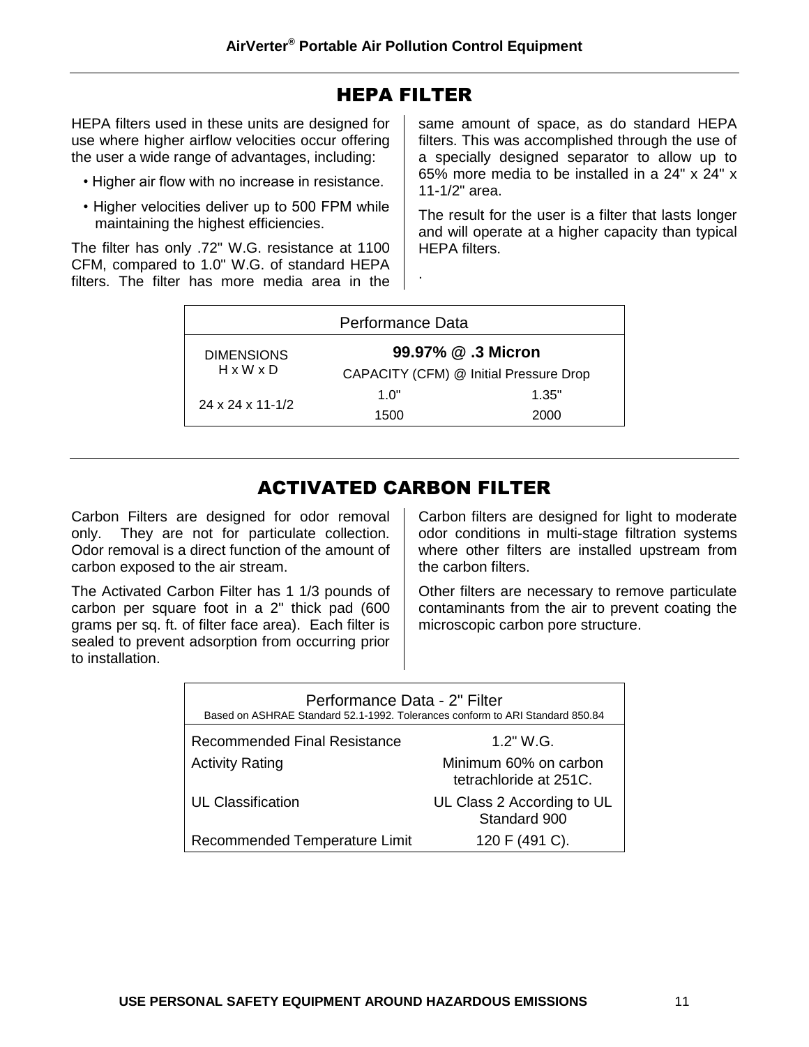## HEPA FILTER

HEPA filters used in these units are designed for use where higher airflow velocities occur offering the user a wide range of advantages, including:

- Higher air flow with no increase in resistance.
- Higher velocities deliver up to 500 FPM while maintaining the highest efficiencies.

The filter has only .72" W.G. resistance at 1100 CFM, compared to 1.0" W.G. of standard HEPA filters. The filter has more media area in the same amount of space, as do standard HEPA filters. This was accomplished through the use of a specially designed separator to allow up to 65% more media to be installed in a 24" x 24" x 11-1/2" area.

The result for the user is a filter that lasts longer and will operate at a higher capacity than typical HEPA filters.

.

| Performance Data | | |
|---|---|---|
| DIMENSIONS H x W x D | **99.97% @ .3 Micron** | |
| | CAPACITY (CFM) @ Initial Pressure Drop | |
| 24 x 24 x 11-1/2 | 1.0" | 1.35" |
| | 1500 | 2000 |

## ACTIVATED CARBON FILTER

Carbon Filters are designed for odor removal only. They are not for particulate collection. Odor removal is a direct function of the amount of carbon exposed to the air stream.

The Activated Carbon Filter has 1 1/3 pounds of carbon per square foot in a 2" thick pad (600 grams per sq. ft. of filter face area). Each filter is sealed to prevent adsorption from occurring prior to installation.

Carbon filters are designed for light to moderate odor conditions in multi-stage filtration systems where other filters are installed upstream from the carbon filters.

Other filters are necessary to remove particulate contaminants from the air to prevent coating the microscopic carbon pore structure.

| Performance Data - 2" Filter<br>Based on ASHRAE Standard 52.1-1992. Tolerances conform to ARI Standard 850.84 | |
|---|---|
| Recommended Final Resistance | 1.2" W.G. |
| Activity Rating | Minimum 60% on carbon tetrachloride at 251C. |
| UL Classification | UL Class 2 According to UL Standard 900 |
| Recommended Temperature Limit | 120 F (491 C). |

USE PERSONAL SAFETY EQUIPMENT AROUND HAZARDOUS EMISSIONS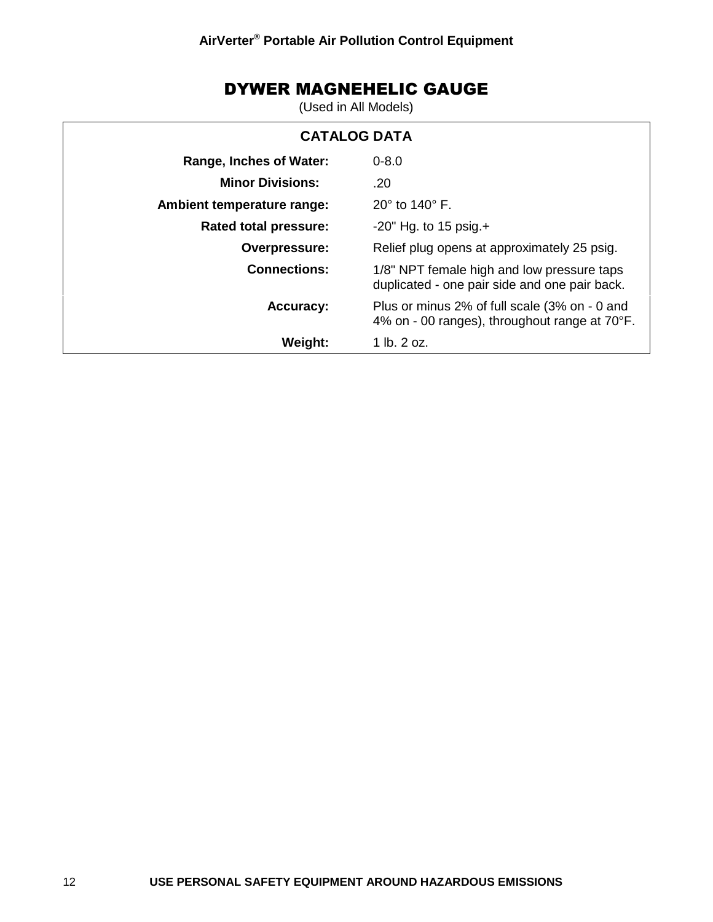## DYWER MAGNEHELIC GAUGE

(Used in All Models)

| CATALOG DATA | |
|---|---|
| **Range, Inches of Water:** | 0-8.0 |
| **Minor Divisions:** | .20 |
| **Ambient temperature range:** | 20° to 140° F. |
| **Rated total pressure:** | -20" Hg. to 15 psig.+ |
| **Overpressure:** | Relief plug opens at approximately 25 psig. |
| **Connections:** | 1/8" NPT female high and low pressure taps duplicated - one pair side and one pair back. |
| **Accuracy:** | Plus or minus 2% of full scale (3% on - 0 and 4% on - 00 ranges), throughout range at 70°F. |
| **Weight:** | 1 lb. 2 oz. |

**USE PERSONAL SAFETY EQUIPMENT AROUND HAZARDOUS EMISSIONS**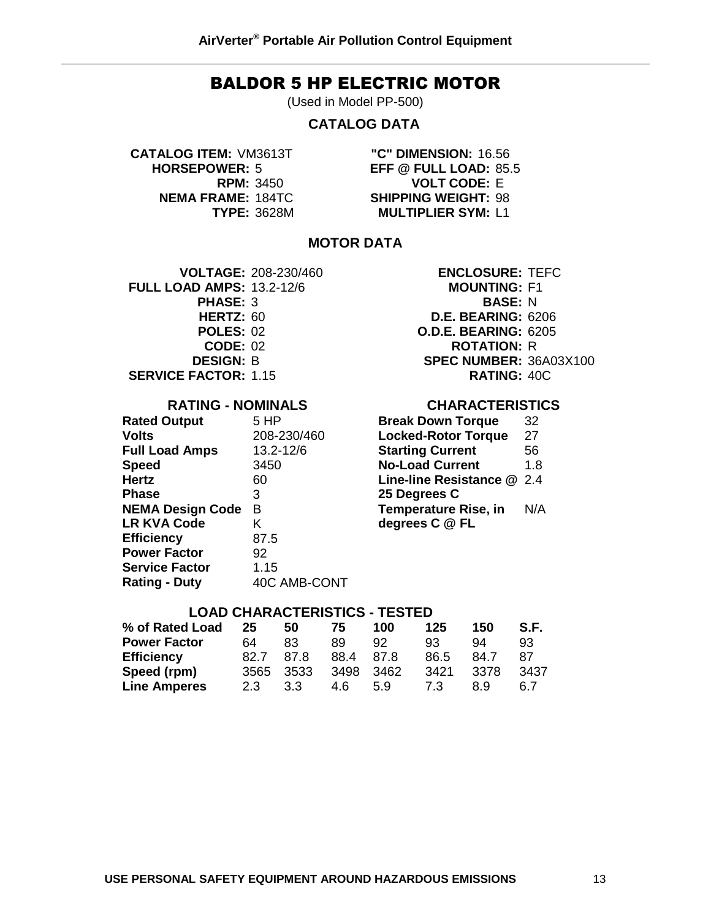# BALDOR 5 HP ELECTRIC MOTOR

(Used in Model PP-500)

## CATALOG DATA

| | | | |
|---|---|---|---|
| **CATALOG ITEM:** | VM3613T | **"C" DIMENSION:** | 16.56 |
| **HORSEPOWER:** | 5 | **EFF @ FULL LOAD:** | 85.5 |
| **RPM:** | 3450 | **VOLT CODE:** | E |
| **NEMA FRAME:** | 184TC | **SHIPPING WEIGHT:** | 98 |
| **TYPE:** | 3628M | **MULTIPLIER SYM:** | L1 |

## MOTOR DATA

| | | | |
|---|---|---|---|
| **VOLTAGE:** | 208-230/460 | **ENCLOSURE:** | TEFC |
| **FULL LOAD AMPS:** | 13.2-12/6 | **MOUNTING:** | F1 |
| **PHASE:** | 3 | **BASE:** | N |
| **HERTZ:** | 60 | **D.E. BEARING:** | 6206 |
| **POLES:** | 02 | **O.D.E. BEARING:** | 6205 |
| **CODE:** | 02 | **ROTATION:** | R |
| **DESIGN:** | B | **SPEC NUMBER:** | 36A03X100 |
| **SERVICE FACTOR:** | 1.15 | **RATING:** | 40C |

### RATING - NOMINALS

| | |
|---|---|
| **Rated Output** | 5 HP |
| **Volts** | 208-230/460 |
| **Full Load Amps** | 13.2-12/6 |
| **Speed** | 3450 |
| **Hertz** | 60 |
| **Phase** | 3 |
| **NEMA Design Code** | B |
| **LR KVA Code** | K |
| **Efficiency** | 87.5 |
| **Power Factor** | 92 |
| **Service Factor** | 1.15 |
| **Rating - Duty** | 40C AMB-CONT |

### CHARACTERISTICS

| | |
|---|---|
| **Break Down Torque** | 32 |
| **Locked-Rotor Torque** | 27 |
| **Starting Current** | 56 |
| **No-Load Current** | 1.8 |
| **Line-line Resistance @ 25 Degrees C** | 2.4 |
| **Temperature Rise, in degrees C @ FL** | N/A |

### LOAD CHARACTERISTICS - TESTED

| % of Rated Load | 25 | 50 | 75 | 100 | 125 | 150 | S.F. |
|---|---|---|---|---|---|---|---|
| **Power Factor** | 64 | 83 | 89 | 92 | 93 | 94 | 93 |
| **Efficiency** | 82.7 | 87.8 | 88.4 | 87.8 | 86.5 | 84.7 | 87 |
| **Speed (rpm)** | 3565 | 3533 | 3498 | 3462 | 3421 | 3378 | 3437 |
| **Line Amperes** | 2.3 | 3.3 | 4.6 | 5.9 | 7.3 | 8.9 | 6.7 |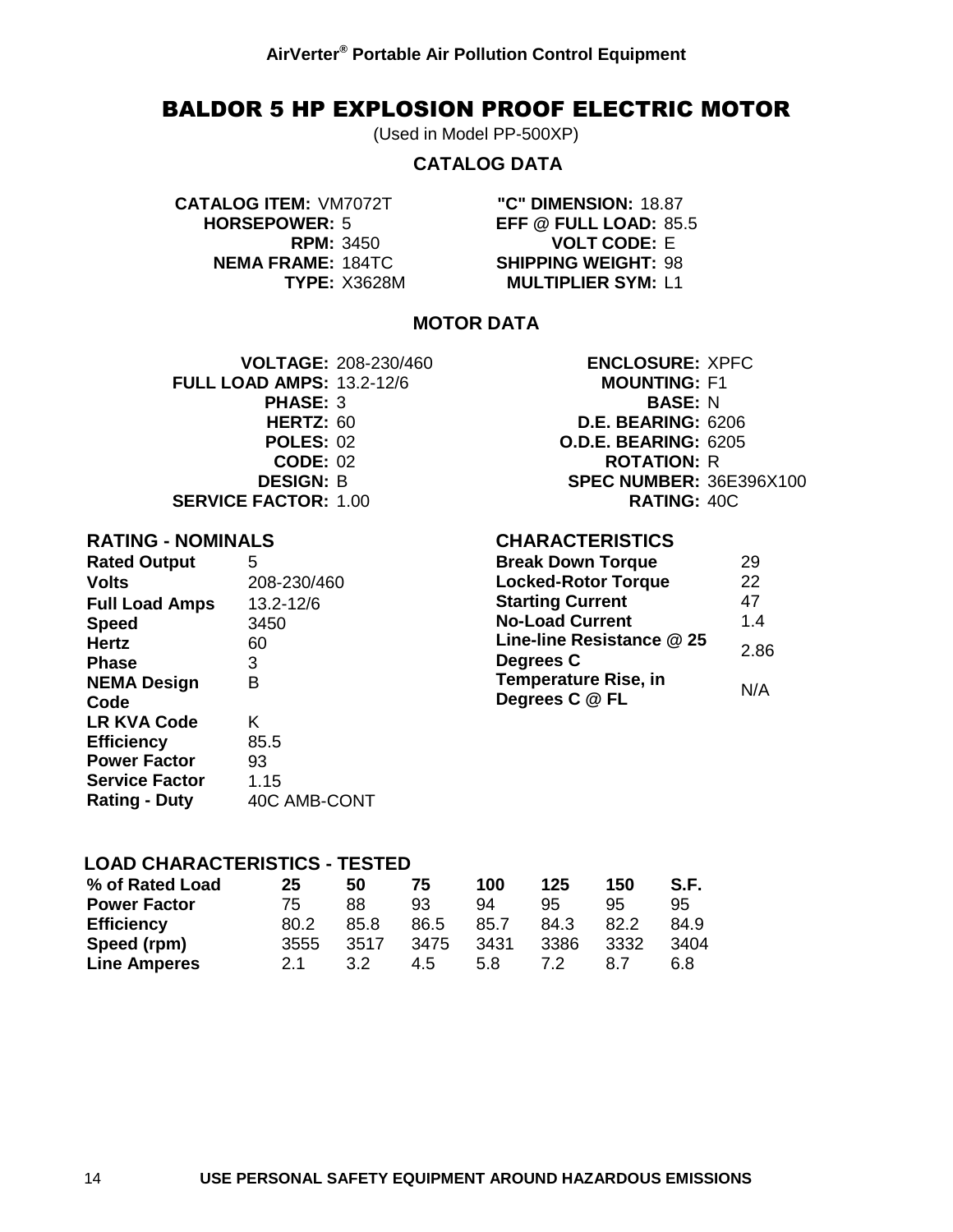# BALDOR 5 HP EXPLOSION PROOF ELECTRIC MOTOR

(Used in Model PP-500XP)

## CATALOG DATA

**CATALOG ITEM:** VM7072T
**HORSEPOWER:** 5
**RPM:** 3450
**NEMA FRAME:** 184TC
**TYPE:** X3628M

**"C" DIMENSION:** 18.87
**EFF @ FULL LOAD:** 85.5
**VOLT CODE:** E
**SHIPPING WEIGHT:** 98
**MULTIPLIER SYM:** L1

## MOTOR DATA

**VOLTAGE:** 208-230/460
**FULL LOAD AMPS:** 13.2-12/6
**PHASE:** 3
**HERTZ:** 60
**POLES:** 02
**CODE:** 02
**DESIGN:** B
**SERVICE FACTOR:** 1.00

**ENCLOSURE:** XPFC
**MOUNTING:** F1
**BASE:** N
**D.E. BEARING:** 6206
**O.D.E. BEARING:** 6205
**ROTATION:** R
**SPEC NUMBER:** 36E396X100
**RATING:** 40C

### RATING - NOMINALS

| | |
|---|---|
| **Rated Output** | 5 |
| **Volts** | 208-230/460 |
| **Full Load Amps** | 13.2-12/6 |
| **Speed** | 3450 |
| **Hertz** | 60 |
| **Phase** | 3 |
| **NEMA Design Code** | B |
| **LR KVA Code** | K |
| **Efficiency** | 85.5 |
| **Power Factor** | 93 |
| **Service Factor** | 1.15 |
| **Rating - Duty** | 40C AMB-CONT |

### CHARACTERISTICS

| | |
|---|---|
| **Break Down Torque** | 29 |
| **Locked-Rotor Torque** | 22 |
| **Starting Current** | 47 |
| **No-Load Current** | 1.4 |
| **Line-line Resistance @ 25 Degrees C** | 2.86 |
| **Temperature Rise, in Degrees C @ FL** | N/A |

### LOAD CHARACTERISTICS - TESTED

| % of Rated Load | 25 | 50 | 75 | 100 | 125 | 150 | S.F. |
|---|---|---|---|---|---|---|---|
| **Power Factor** | 75 | 88 | 93 | 94 | 95 | 95 | 95 |
| **Efficiency** | 80.2 | 85.8 | 86.5 | 85.7 | 84.3 | 82.2 | 84.9 |
| **Speed (rpm)** | 3555 | 3517 | 3475 | 3431 | 3386 | 3332 | 3404 |
| **Line Amperes** | 2.1 | 3.2 | 4.5 | 5.8 | 7.2 | 8.7 | 6.8 |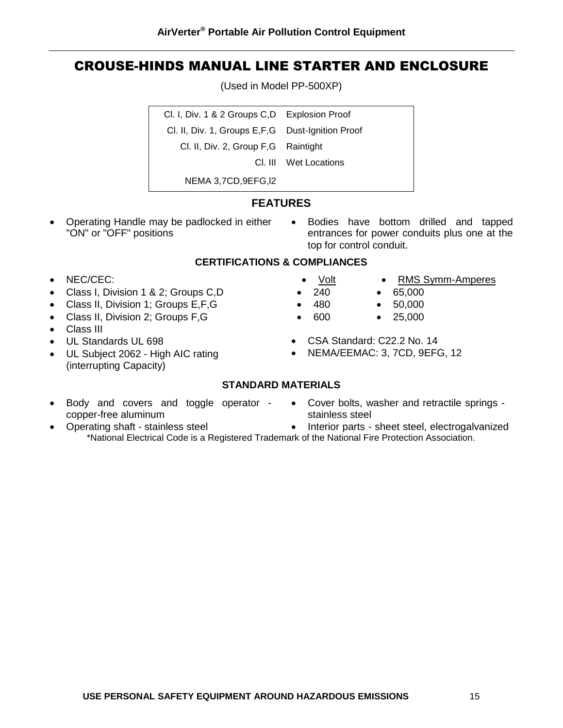# CROUSE-HINDS MANUAL LINE STARTER AND ENCLOSURE

(Used in Model PP-500XP)

| | |
|---|---|
| Cl. I, Div. 1 & 2 Groups C,D | Explosion Proof |
| Cl. II, Div. 1, Groups E,F,G | Dust-Ignition Proof |
| Cl. II, Div. 2, Group F,G | Raintight |
| Cl. III | Wet Locations |
| NEMA 3,7CD,9EFG,l2 | |

## FEATURES

- Operating Handle may be padlocked in either "ON" or "OFF" positions
- Bodies have bottom drilled and tapped entrances for power conduits plus one at the top for control conduit.

## CERTIFICATIONS & COMPLIANCES

- NEC/CEC:
- Class I, Division 1 & 2; Groups C,D
- Class II, Division 1; Groups E,F,G
- Class II, Division 2; Groups F,G
- Class III
- UL Standards UL 698
- UL Subject 2062 - High AIC rating (interrupting Capacity)

| Volt | RMS Symm-Amperes |
|---|---|
| 240 | 65,000 |
| 480 | 50,000 |
| 600 | 25,000 |

- CSA Standard: C22.2 No. 14
- NEMA/EEMAC: 3, 7CD, 9EFG, 12

## STANDARD MATERIALS

- Body and covers and toggle operator - copper-free aluminum
- Operating shaft - stainless steel
- Cover bolts, washer and retractile springs - stainless steel
- Interior parts - sheet steel, electrogalvanized

*National Electrical Code is a Registered Trademark of the National Fire Protection Association.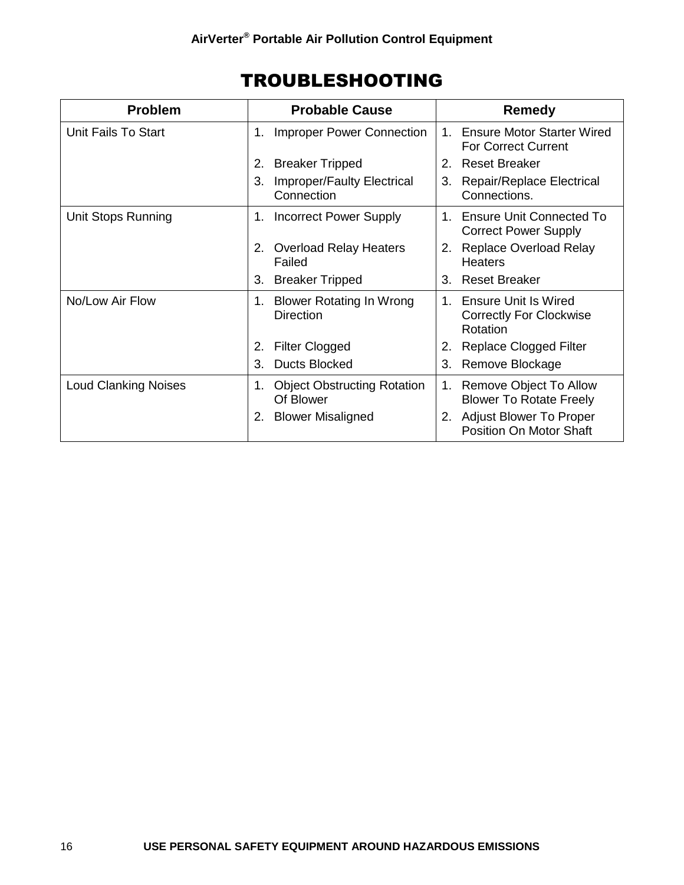# TROUBLESHOOTING

| Problem | Probable Cause | Remedy |
|---|---|---|
| Unit Fails To Start | 1. Improper Power Connection<br>2. Breaker Tripped<br>3. Improper/Faulty Electrical Connection | 1. Ensure Motor Starter Wired For Correct Current<br>2. Reset Breaker<br>3. Repair/Replace Electrical Connections. |
| Unit Stops Running | 1. Incorrect Power Supply<br>2. Overload Relay Heaters Failed<br>3. Breaker Tripped | 1. Ensure Unit Connected To Correct Power Supply<br>2. Replace Overload Relay Heaters<br>3. Reset Breaker |
| No/Low Air Flow | 1. Blower Rotating In Wrong Direction<br>2. Filter Clogged<br>3. Ducts Blocked | 1. Ensure Unit Is Wired Correctly For Clockwise Rotation<br>2. Replace Clogged Filter<br>3. Remove Blockage |
| Loud Clanking Noises | 1. Object Obstructing Rotation Of Blower<br>2. Blower Misaligned | 1. Remove Object To Allow Blower To Rotate Freely<br>2. Adjust Blower To Proper Position On Motor Shaft |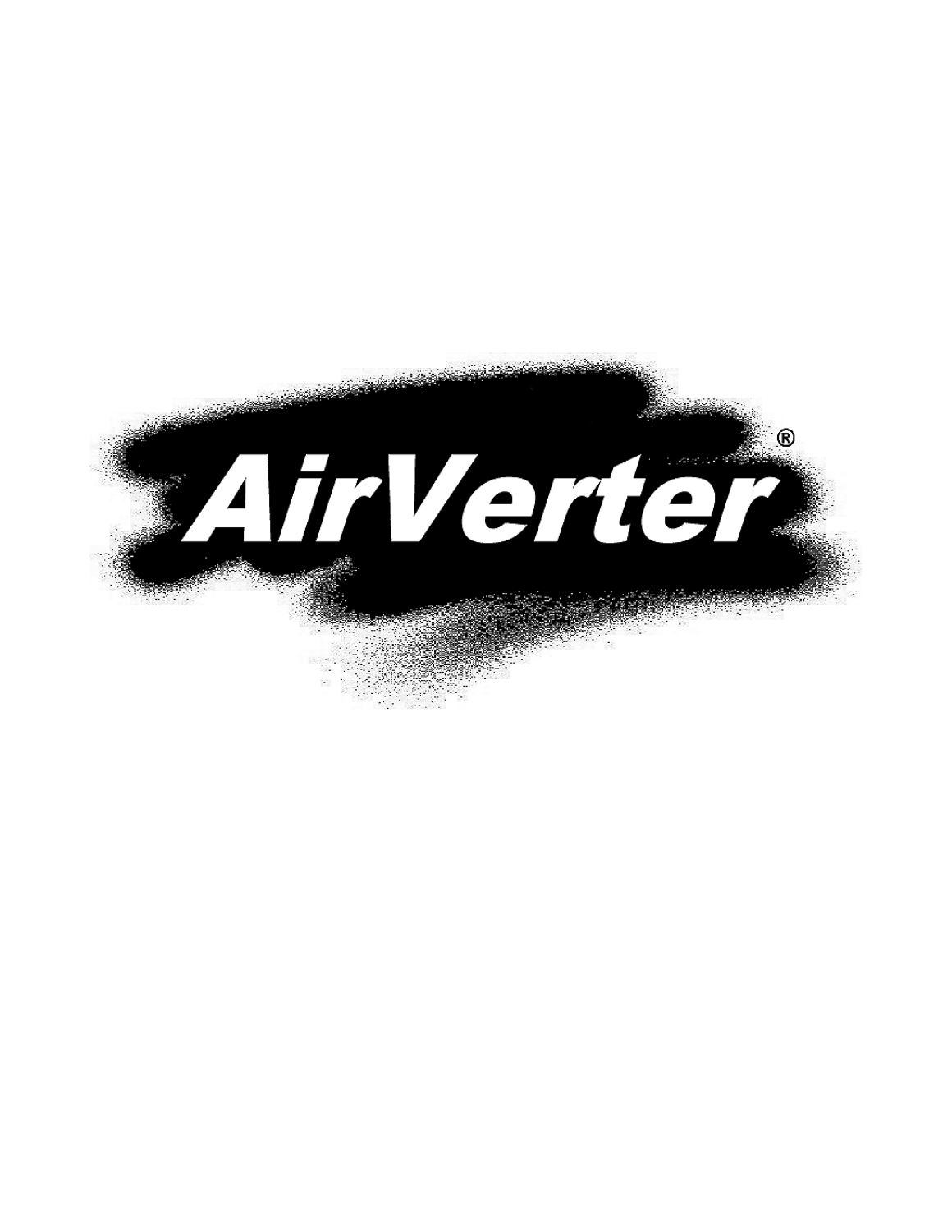AirVerter®